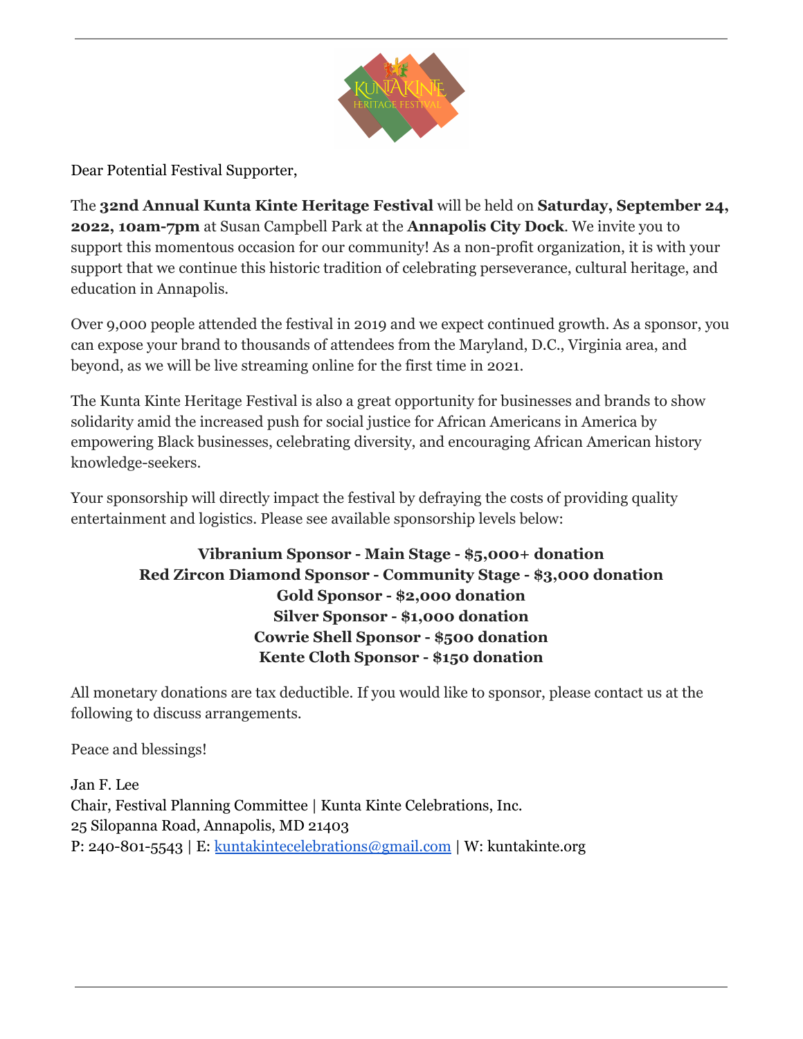Dear Potential Festival Supporter,

The **32nd Annual Kunta Kinte Heritage Festival** will be held on **Saturday, September 24, 2022, 10am-7pm** at Susan Campbell Park at the **Annapolis City Dock**. We invite you to support this momentous occasion for our community! As a non-profit organization, it is with your support that we continue this historic tradition of celebrating perseverance, cultural heritage, and education in Annapolis.

Over 9,000 people attended the festival in 2019 and we expect continued growth. As a sponsor, you can expose your brand to thousands of attendees from the Maryland, D.C., Virginia area, and beyond, as we will be live streaming online for the first time in 2021.

The Kunta Kinte Heritage Festival is also a great opportunity for businesses and brands to show solidarity amid the increased push for social justice for African Americans in America by empowering Black businesses, celebrating diversity, and encouraging African American history knowledge-seekers.

Your sponsorship will directly impact the festival by defraying the costs of providing quality entertainment and logistics. Please see available sponsorship levels below:

**Vibranium Sponsor - Main Stage - $5,000+ donation**
**Red Zircon Diamond Sponsor - Community Stage - $3,000 donation**
**Gold Sponsor - $2,000 donation**
**Silver Sponsor - $1,000 donation**
**Cowrie Shell Sponsor - $500 donation**
**Kente Cloth Sponsor - $150 donation**

All monetary donations are tax deductible. If you would like to sponsor, please contact us at the following to discuss arrangements.

Peace and blessings!

Jan F. Lee
Chair, Festival Planning Committee | Kunta Kinte Celebrations, Inc.
25 Silopanna Road, Annapolis, MD 21403
P: 240-801-5543 | E: kuntakintecelebrations@gmail.com | W: kuntakinte.org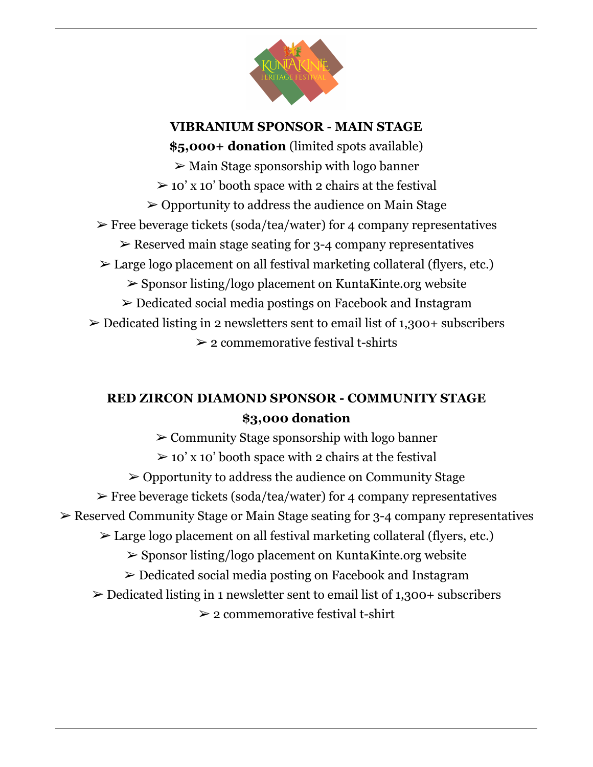## VIBRANIUM SPONSOR - MAIN STAGE

**$5,000+ donation** (limited spots available)

- ➢ Main Stage sponsorship with logo banner
- ➢ 10’ x 10’ booth space with 2 chairs at the festival
- ➢ Opportunity to address the audience on Main Stage
- ➢ Free beverage tickets (soda/tea/water) for 4 company representatives
- ➢ Reserved main stage seating for 3-4 company representatives
- ➢ Large logo placement on all festival marketing collateral (flyers, etc.)
- ➢ Sponsor listing/logo placement on KuntaKinte.org website
- ➢ Dedicated social media postings on Facebook and Instagram
- ➢ Dedicated listing in 2 newsletters sent to email list of 1,300+ subscribers
- ➢ 2 commemorative festival t-shirts

## RED ZIRCON DIAMOND SPONSOR - COMMUNITY STAGE

**$3,000 donation**

- ➢ Community Stage sponsorship with logo banner
- ➢ 10’ x 10’ booth space with 2 chairs at the festival
- ➢ Opportunity to address the audience on Community Stage
- ➢ Free beverage tickets (soda/tea/water) for 4 company representatives
- ➢ Reserved Community Stage or Main Stage seating for 3-4 company representatives
- ➢ Large logo placement on all festival marketing collateral (flyers, etc.)
- ➢ Sponsor listing/logo placement on KuntaKinte.org website
- ➢ Dedicated social media posting on Facebook and Instagram
- ➢ Dedicated listing in 1 newsletter sent to email list of 1,300+ subscribers
- ➢ 2 commemorative festival t-shirt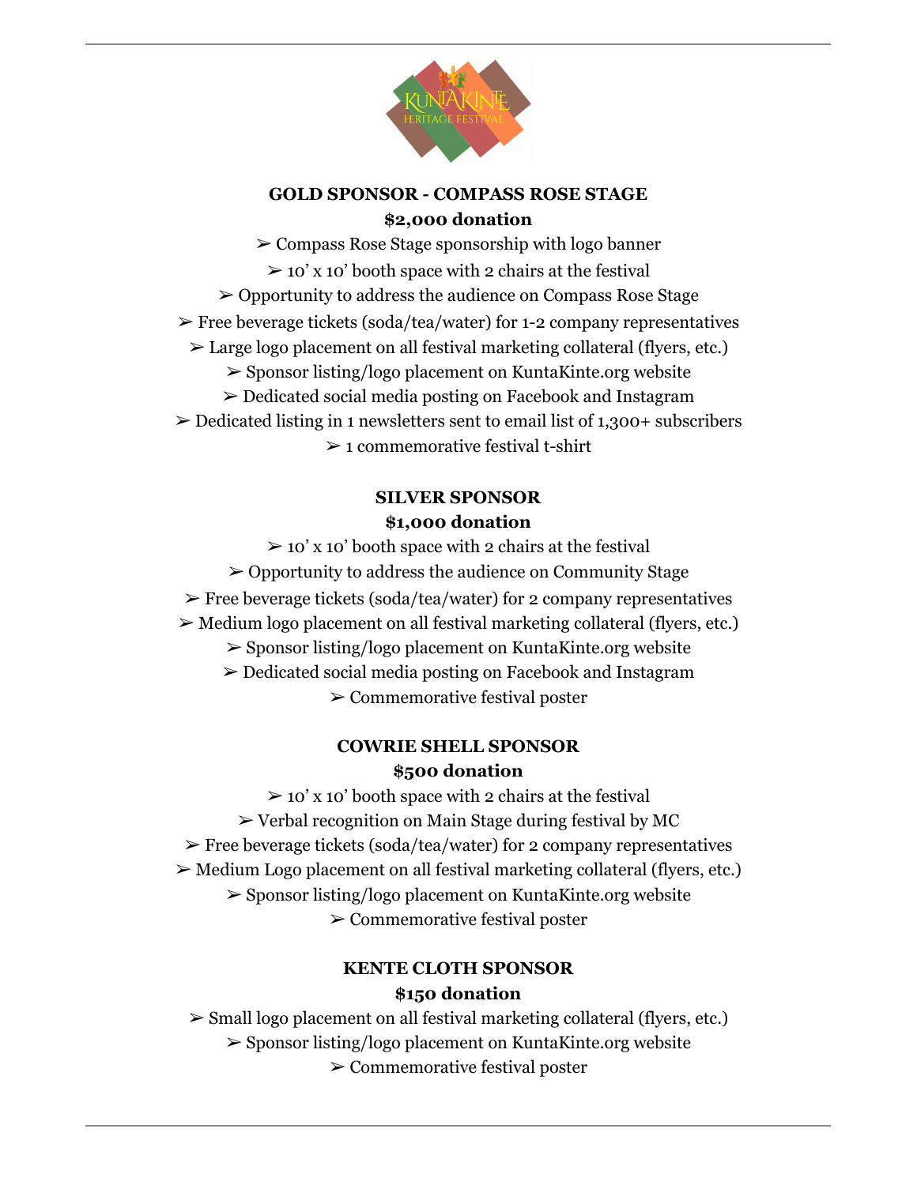**GOLD SPONSOR - COMPASS ROSE STAGE**

**$2,000 donation**

➢ Compass Rose Stage sponsorship with logo banner
➢ 10' x 10' booth space with 2 chairs at the festival
➢ Opportunity to address the audience on Compass Rose Stage
➢ Free beverage tickets (soda/tea/water) for 1-2 company representatives
➢ Large logo placement on all festival marketing collateral (flyers, etc.)
➢ Sponsor listing/logo placement on KuntaKinte.org website
➢ Dedicated social media posting on Facebook and Instagram
➢ Dedicated listing in 1 newsletters sent to email list of 1,300+ subscribers
➢ 1 commemorative festival t-shirt

**SILVER SPONSOR**

**$1,000 donation**

➢ 10' x 10' booth space with 2 chairs at the festival
➢ Opportunity to address the audience on Community Stage
➢ Free beverage tickets (soda/tea/water) for 2 company representatives
➢ Medium logo placement on all festival marketing collateral (flyers, etc.)
➢ Sponsor listing/logo placement on KuntaKinte.org website
➢ Dedicated social media posting on Facebook and Instagram
➢ Commemorative festival poster

**COWRIE SHELL SPONSOR**

**$500 donation**

➢ 10' x 10' booth space with 2 chairs at the festival
➢ Verbal recognition on Main Stage during festival by MC
➢ Free beverage tickets (soda/tea/water) for 2 company representatives
➢ Medium Logo placement on all festival marketing collateral (flyers, etc.)
➢ Sponsor listing/logo placement on KuntaKinte.org website
➢ Commemorative festival poster

**KENTE CLOTH SPONSOR**

**$150 donation**

➢ Small logo placement on all festival marketing collateral (flyers, etc.)
➢ Sponsor listing/logo placement on KuntaKinte.org website
➢ Commemorative festival poster